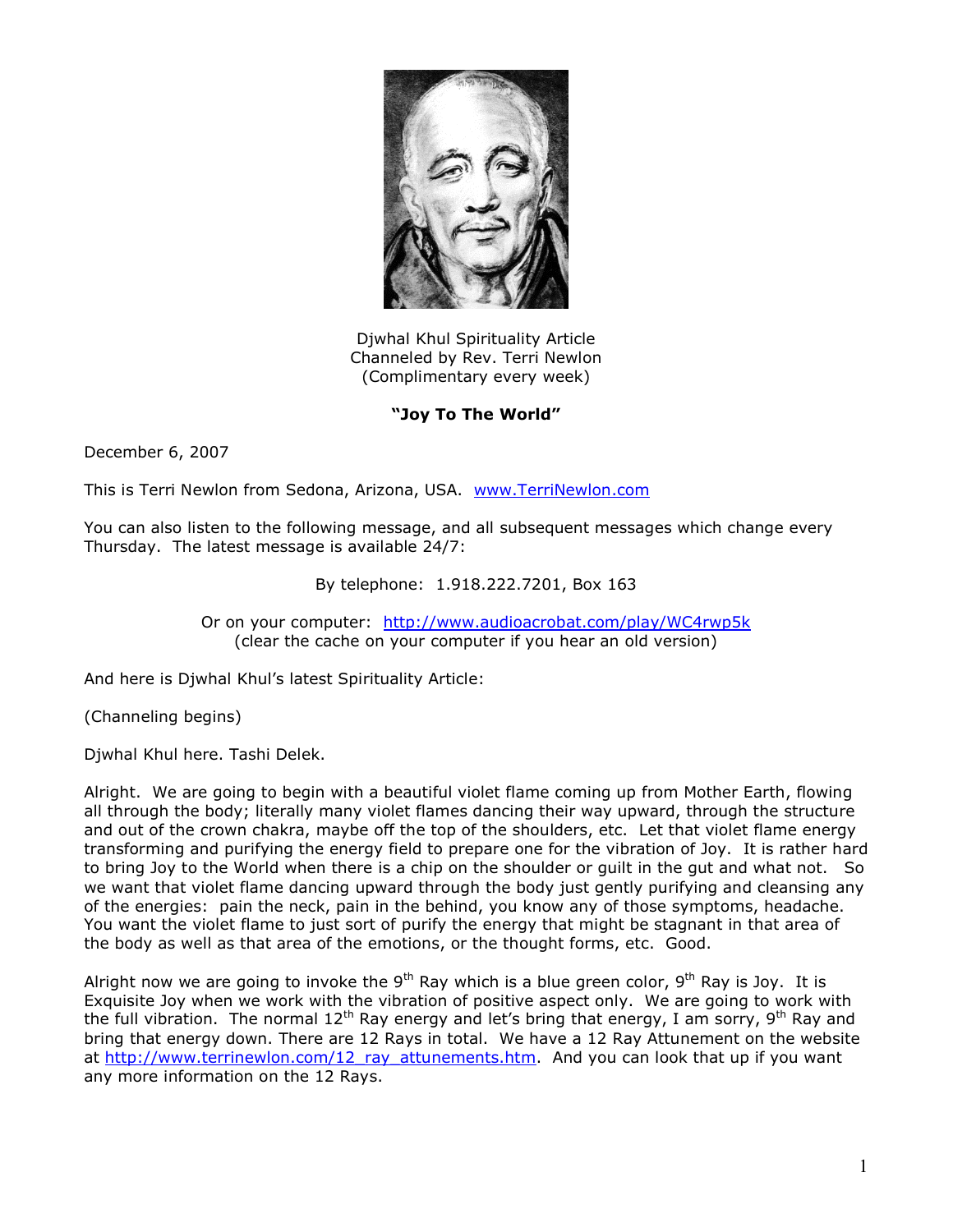Djwhal Khul Spirituality Article
Channeled by Rev. Terri Newlon
(Complimentary every week)

**"Joy To The World"**

December 6, 2007

This is Terri Newlon from Sedona, Arizona, USA. [www.TerriNewlon.com](http://www.TerriNewlon.com)

You can also listen to the following message, and all subsequent messages which change every Thursday. The latest message is available 24/7:

By telephone: 1.918.222.7201, Box 163

Or on your computer: [http://www.audioacrobat.com/play/WC4rwp5k](http://www.audioacrobat.com/play/WC4rwp5k)
(clear the cache on your computer if you hear an old version)

And here is Djwhal Khul's latest Spirituality Article:

(Channeling begins)

Djwhal Khul here. Tashi Delek.

Alright. We are going to begin with a beautiful violet flame coming up from Mother Earth, flowing all through the body; literally many violet flames dancing their way upward, through the structure and out of the crown chakra, maybe off the top of the shoulders, etc. Let that violet flame energy transforming and purifying the energy field to prepare one for the vibration of Joy. It is rather hard to bring Joy to the World when there is a chip on the shoulder or guilt in the gut and what not. So we want that violet flame dancing upward through the body just gently purifying and cleansing any of the energies: pain the neck, pain in the behind, you know any of those symptoms, headache. You want the violet flame to just sort of purify the energy that might be stagnant in that area of the body as well as that area of the emotions, or the thought forms, etc. Good.

Alright now we are going to invoke the 9th Ray which is a blue green color, 9th Ray is Joy. It is Exquisite Joy when we work with the vibration of positive aspect only. We are going to work with the full vibration. The normal 12th Ray energy and let's bring that energy, I am sorry, 9th Ray and bring that energy down. There are 12 Rays in total. We have a 12 Ray Attunement on the website at [http://www.terrinewlon.com/12_ray_attunements.htm](http://www.terrinewlon.com/12_ray_attunements.htm). And you can look that up if you want any more information on the 12 Rays.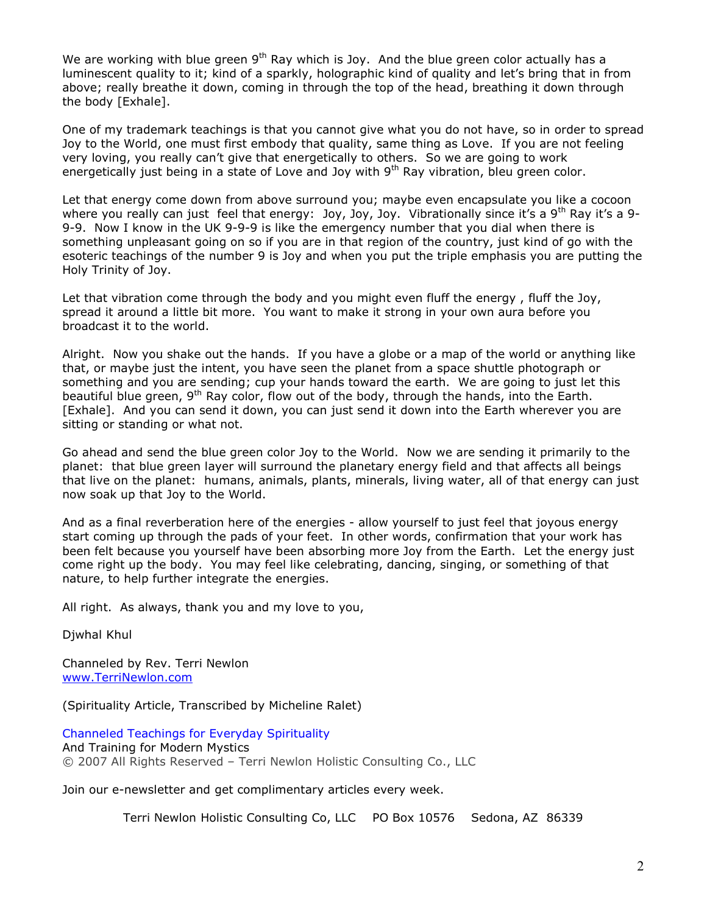We are working with blue green 9th Ray which is Joy. And the blue green color actually has a luminescent quality to it; kind of a sparkly, holographic kind of quality and let's bring that in from above; really breathe it down, coming in through the top of the head, breathing it down through the body [Exhale].

One of my trademark teachings is that you cannot give what you do not have, so in order to spread Joy to the World, one must first embody that quality, same thing as Love. If you are not feeling very loving, you really can't give that energetically to others. So we are going to work energetically just being in a state of Love and Joy with 9th Ray vibration, bleu green color.

Let that energy come down from above surround you; maybe even encapsulate you like a cocoon where you really can just feel that energy: Joy, Joy, Joy. Vibrationally since it's a 9th Ray it's a 9-9-9. Now I know in the UK 9-9-9 is like the emergency number that you dial when there is something unpleasant going on so if you are in that region of the country, just kind of go with the esoteric teachings of the number 9 is Joy and when you put the triple emphasis you are putting the Holy Trinity of Joy.

Let that vibration come through the body and you might even fluff the energy , fluff the Joy, spread it around a little bit more. You want to make it strong in your own aura before you broadcast it to the world.

Alright. Now you shake out the hands. If you have a globe or a map of the world or anything like that, or maybe just the intent, you have seen the planet from a space shuttle photograph or something and you are sending; cup your hands toward the earth. We are going to just let this beautiful blue green, 9th Ray color, flow out of the body, through the hands, into the Earth. [Exhale]. And you can send it down, you can just send it down into the Earth wherever you are sitting or standing or what not.

Go ahead and send the blue green color Joy to the World. Now we are sending it primarily to the planet: that blue green layer will surround the planetary energy field and that affects all beings that live on the planet: humans, animals, plants, minerals, living water, all of that energy can just now soak up that Joy to the World.

And as a final reverberation here of the energies - allow yourself to just feel that joyous energy start coming up through the pads of your feet. In other words, confirmation that your work has been felt because you yourself have been absorbing more Joy from the Earth. Let the energy just come right up the body. You may feel like celebrating, dancing, singing, or something of that nature, to help further integrate the energies.

All right. As always, thank you and my love to you,

Djwhal Khul

Channeled by Rev. Terri Newlon
www.TerriNewlon.com

(Spirituality Article, Transcribed by Micheline Ralet)

Channeled Teachings for Everyday Spirituality
And Training for Modern Mystics
© 2007 All Rights Reserved – Terri Newlon Holistic Consulting Co., LLC

Join our e-newsletter and get complimentary articles every week.

Terri Newlon Holistic Consulting Co, LLC PO Box 10576 Sedona, AZ 86339